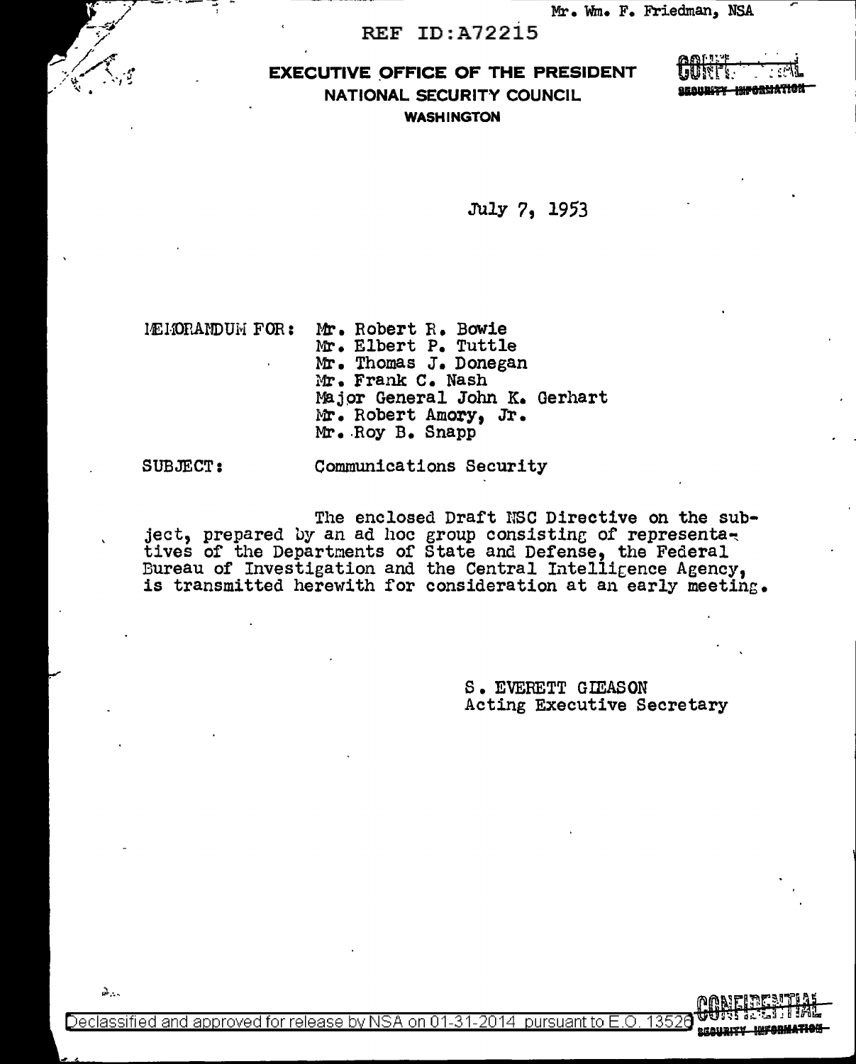Mr. Wm. F. Friedman, NSA

REF ID:A72215

**EXECUTIVE OFFICE OF THE PRESIDENT**
**NATIONAL SECURITY COUNCIL**
**WASHINGTON**

CONFIDENTIAL
SECURITY INFORMATION

July 7, 1953

MEMORANDUM FOR: Mr. Robert R. Bowie
Mr. Elbert P. Tuttle
Mr. Thomas J. Donegan
Mr. Frank C. Nash
Major General John K. Gerhart
Mr. Robert Amory, Jr.
Mr. Roy B. Snapp

SUBJECT: Communications Security

The enclosed Draft NSC Directive on the subject, prepared by an ad hoc group consisting of representatives of the Departments of State and Defense, the Federal Bureau of Investigation and the Central Intelligence Agency, is transmitted herewith for consideration at an early meeting.

S. EVERETT GLEASON
Acting Executive Secretary

CONFIDENTIAL
SECURITY INFORMATION

Declassified and approved for release by NSA on 01-31-2014 pursuant to E.O. 13526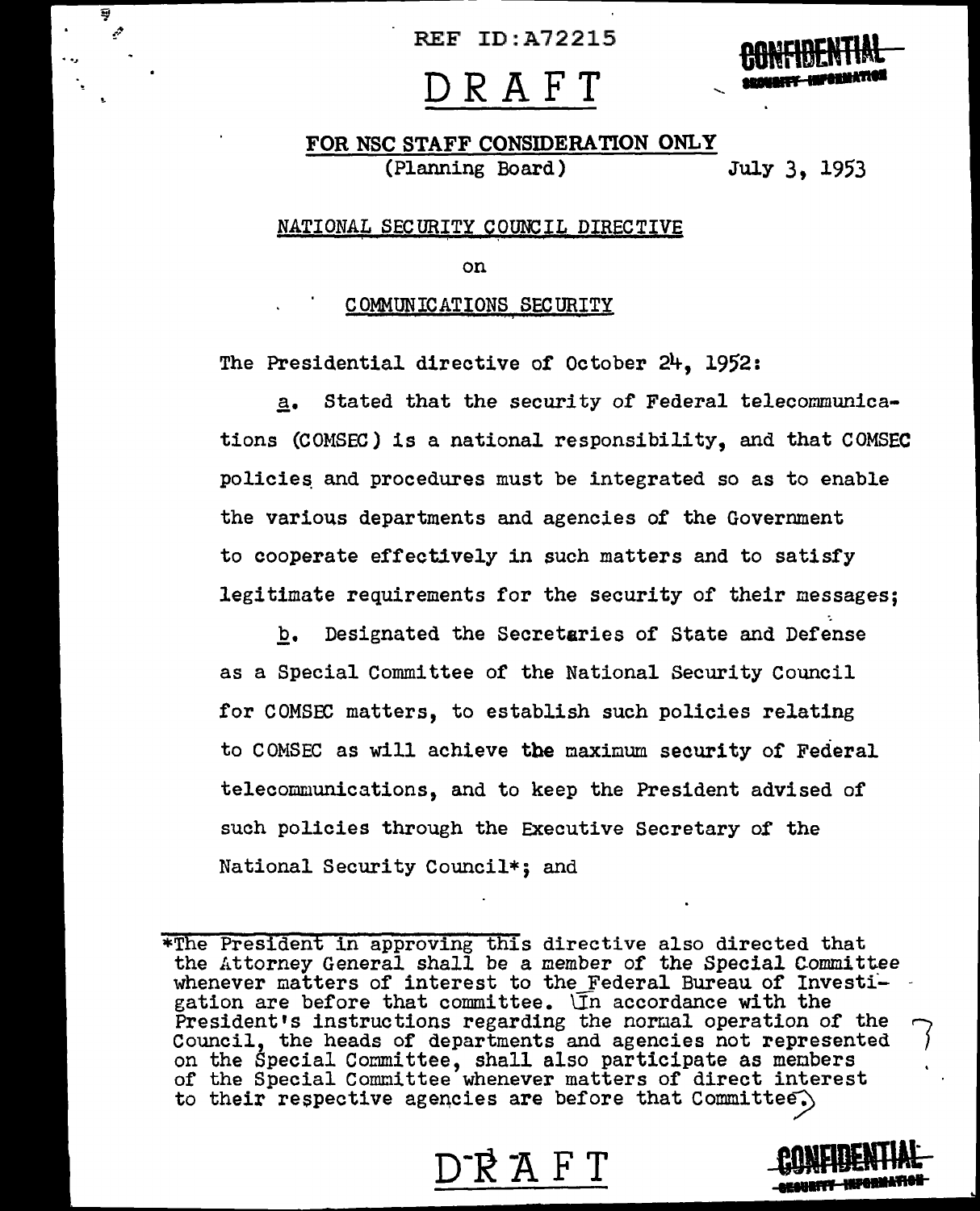REF ID:A72215

# DRAFT

CONFIDENTIAL
SECURITY INFORMATION

**FOR NSC STAFF CONSIDERATION ONLY**
(Planning Board) July 3, 1953

NATIONAL SECURITY COUNCIL DIRECTIVE

on

COMMUNICATIONS SECURITY

The Presidential directive of October 24, 1952:

a. Stated that the security of Federal telecommunications (COMSEC) is a national responsibility, and that COMSEC policies and procedures must be integrated so as to enable the various departments and agencies of the Government to cooperate effectively in such matters and to satisfy legitimate requirements for the security of their messages;

b. Designated the Secretaries of State and Defense as a Special Committee of the National Security Council for COMSEC matters, to establish such policies relating to COMSEC as will achieve the maximum security of Federal telecommunications, and to keep the President advised of such policies through the Executive Secretary of the National Security Council*; and

*The President in approving this directive also directed that the Attorney General shall be a member of the Special Committee whenever matters of interest to the Federal Bureau of Investigation are before that committee. [In accordance with the President's instructions regarding the normal operation of the Council, the heads of departments and agencies not represented on the Special Committee, shall also participate as members of the Special Committee whenever matters of direct interest to their respective agencies are before that Committee.]

DRAFT

CONFIDENTIAL
SECURITY INFORMATION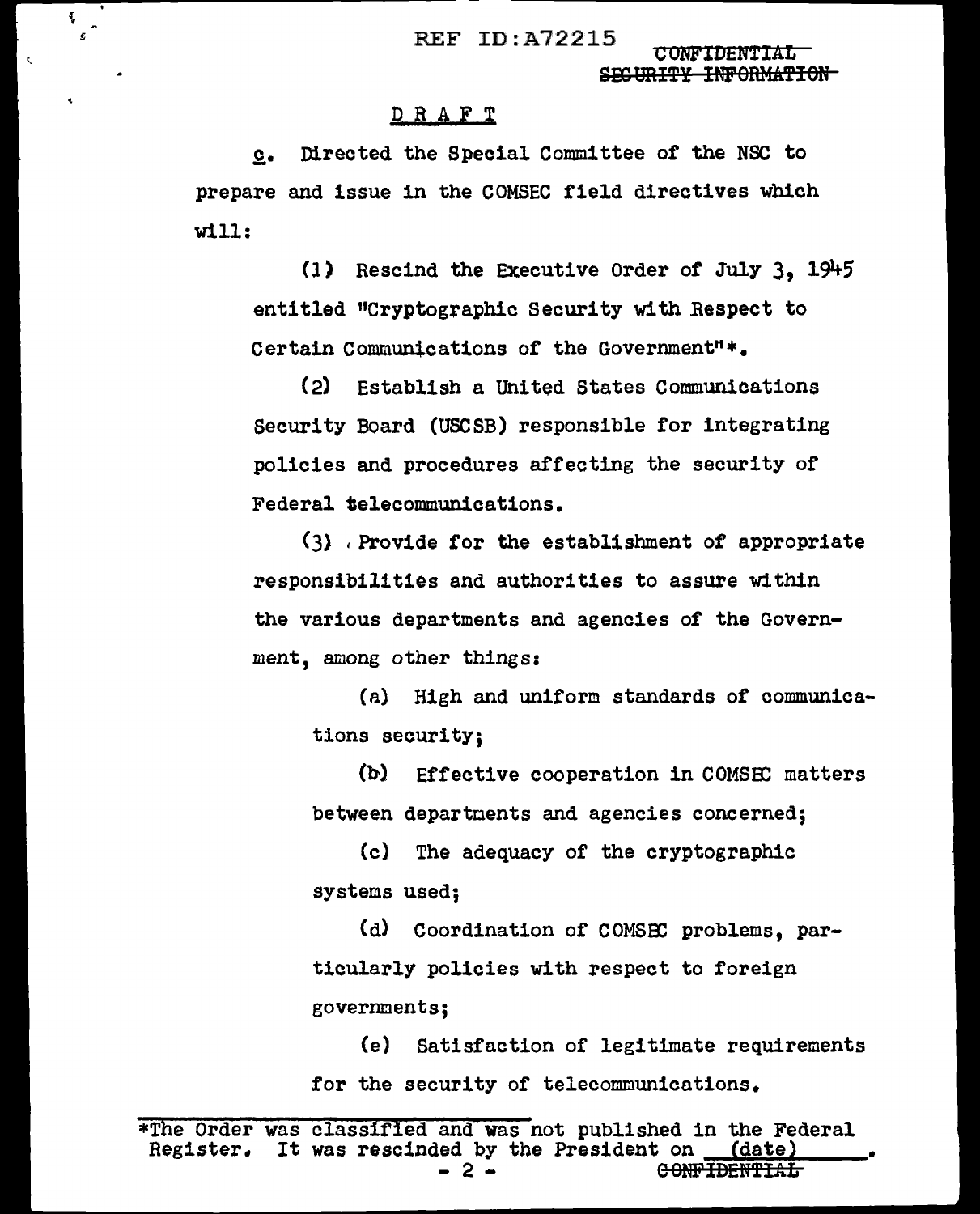DRAFT

c. Directed the Special Committee of the NSC to prepare and issue in the COMSEC field directives which will:

(1) Rescind the Executive Order of July 3, 1945 entitled "Cryptographic Security with Respect to Certain Communications of the Government"*.

(2) Establish a United States Communications Security Board (USCSB) responsible for integrating policies and procedures affecting the security of Federal telecommunications.

(3) Provide for the establishment of appropriate responsibilities and authorities to assure within the various departments and agencies of the Government, among other things:

(a) High and uniform standards of communications security;

(b) Effective cooperation in COMSEC matters between departments and agencies concerned;

(c) The adequacy of the cryptographic systems used;

(d) Coordination of COMSEC problems, particularly policies with respect to foreign governments;

(e) Satisfaction of legitimate requirements for the security of telecommunications.

---

*The Order was classified and was not published in the Federal Register. It was rescinded by the President on (date) .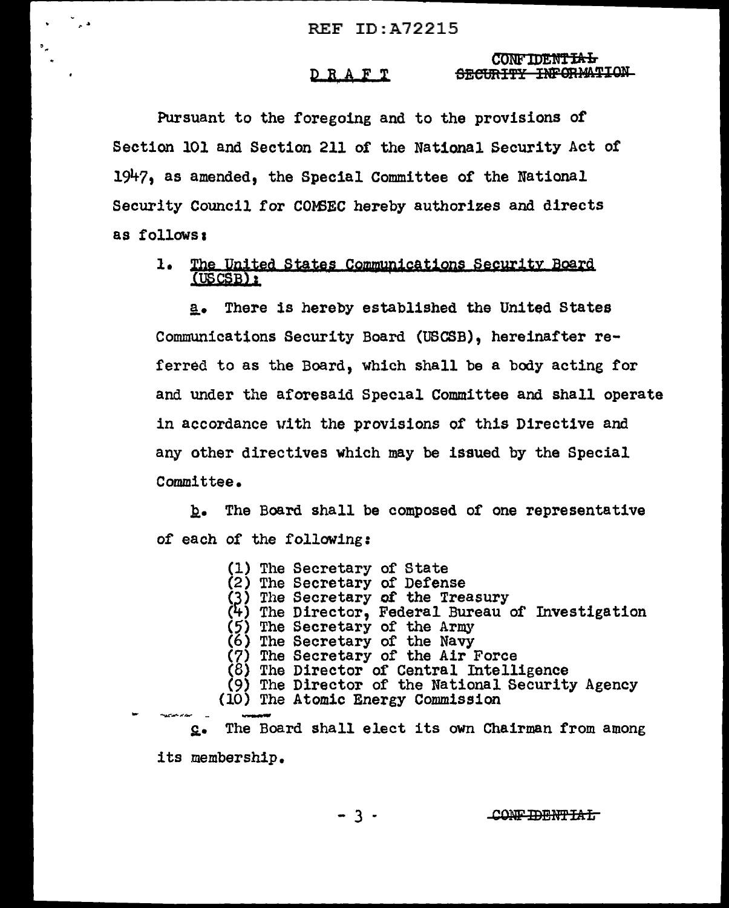DRAFT

CONFIDENTIAL
~~SECURITY INFORMATION~~

Pursuant to the foregoing and to the provisions of Section 101 and Section 211 of the National Security Act of 1947, as amended, the Special Committee of the National Security Council for COMSEC hereby authorizes and directs as follows:

1. The United States Communications Security Board (USCSB):

a. There is hereby established the United States Communications Security Board (USCSB), hereinafter referred to as the Board, which shall be a body acting for and under the aforesaid Special Committee and shall operate in accordance with the provisions of this Directive and any other directives which may be issued by the Special Committee.

b. The Board shall be composed of one representative of each of the following:

(1) The Secretary of State
(2) The Secretary of Defense
(3) The Secretary of the Treasury
(4) The Director, Federal Bureau of Investigation
(5) The Secretary of the Army
(6) The Secretary of the Navy
(7) The Secretary of the Air Force
(8) The Director of Central Intelligence
(9) The Director of the National Security Agency
(10) The Atomic Energy Commission

c. The Board shall elect its own Chairman from among its membership.

CONFIDENTIAL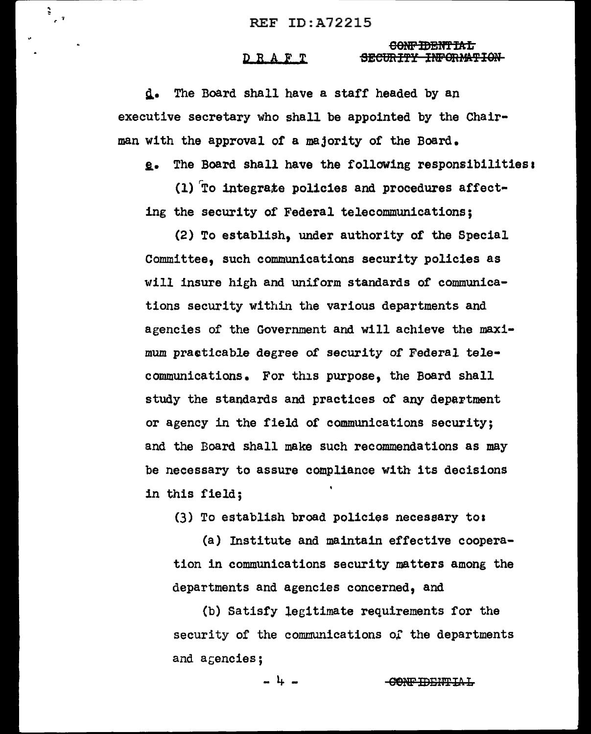D R A F T

~~CONFIDENTIAL~~
~~SECURITY INFORMATION~~

d. The Board shall have a staff headed by an executive secretary who shall be appointed by the Chairman with the approval of a majority of the Board.

e. The Board shall have the following responsibilities:

(1) To integrate policies and procedures affecting the security of Federal telecommunications;

(2) To establish, under authority of the Special Committee, such communications security policies as will insure high and uniform standards of communications security within the various departments and agencies of the Government and will achieve the maximum practicable degree of security of Federal telecommunications. For this purpose, the Board shall study the standards and practices of any department or agency in the field of communications security; and the Board shall make such recommendations as may be necessary to assure compliance with its decisions in this field;

(3) To establish broad policies necessary to:

(a) Institute and maintain effective cooperation in communications security matters among the departments and agencies concerned, and

(b) Satisfy legitimate requirements for the security of the communications of the departments and agencies;

~~CONFIDENTIAL~~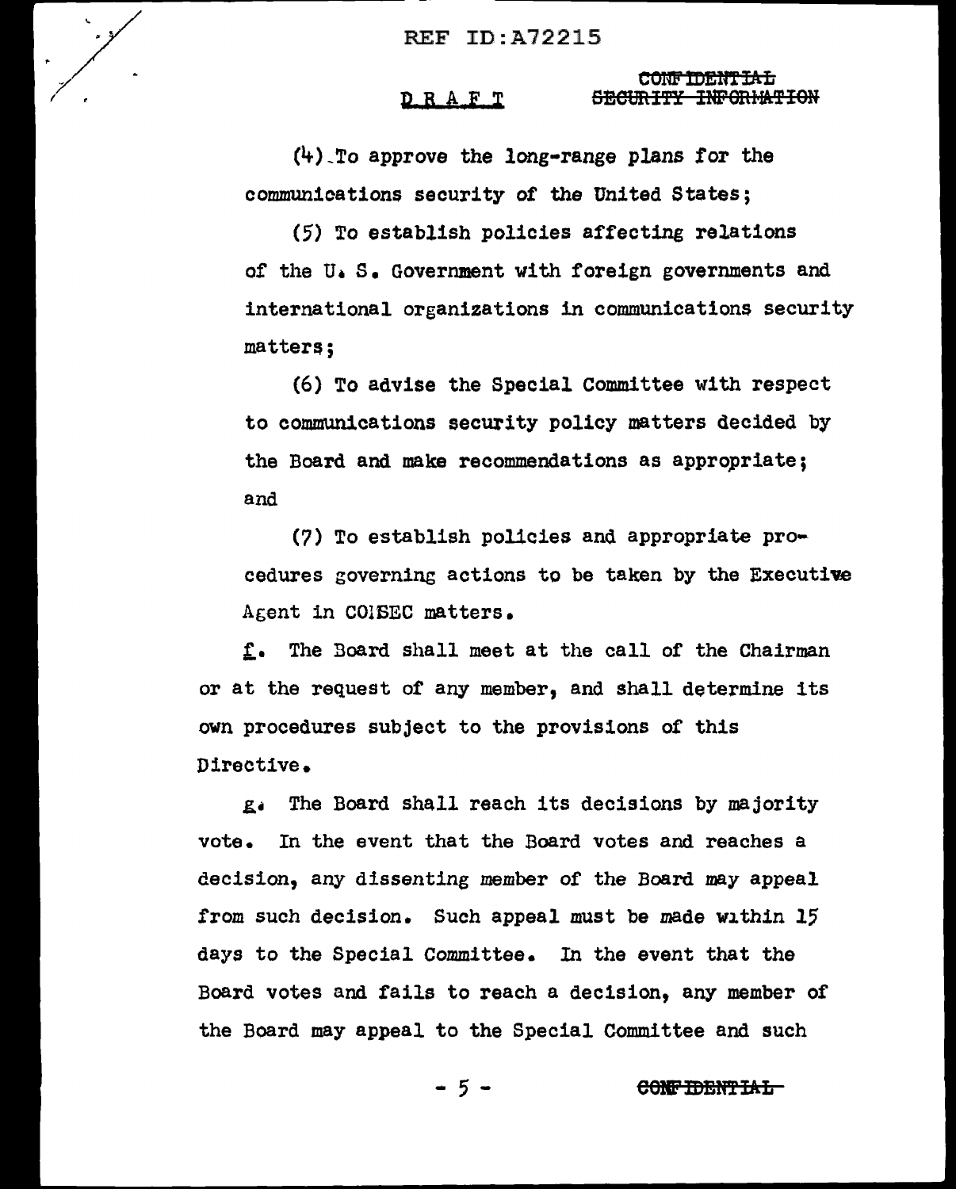DRAFT

CONFIDENTIAL
SECURITY INFORMATION

(4) To approve the long-range plans for the communications security of the United States;

(5) To establish policies affecting relations of the U. S. Government with foreign governments and international organizations in communications security matters;

(6) To advise the Special Committee with respect to communications security policy matters decided by the Board and make recommendations as appropriate; and

(7) To establish policies and appropriate procedures governing actions to be taken by the Executive Agent in COMSEC matters.

f. The Board shall meet at the call of the Chairman or at the request of any member, and shall determine its own procedures subject to the provisions of this Directive.

g. The Board shall reach its decisions by majority vote. In the event that the Board votes and reaches a decision, any dissenting member of the Board may appeal from such decision. Such appeal must be made within 15 days to the Special Committee. In the event that the Board votes and fails to reach a decision, any member of the Board may appeal to the Special Committee and such

CONFIDENTIAL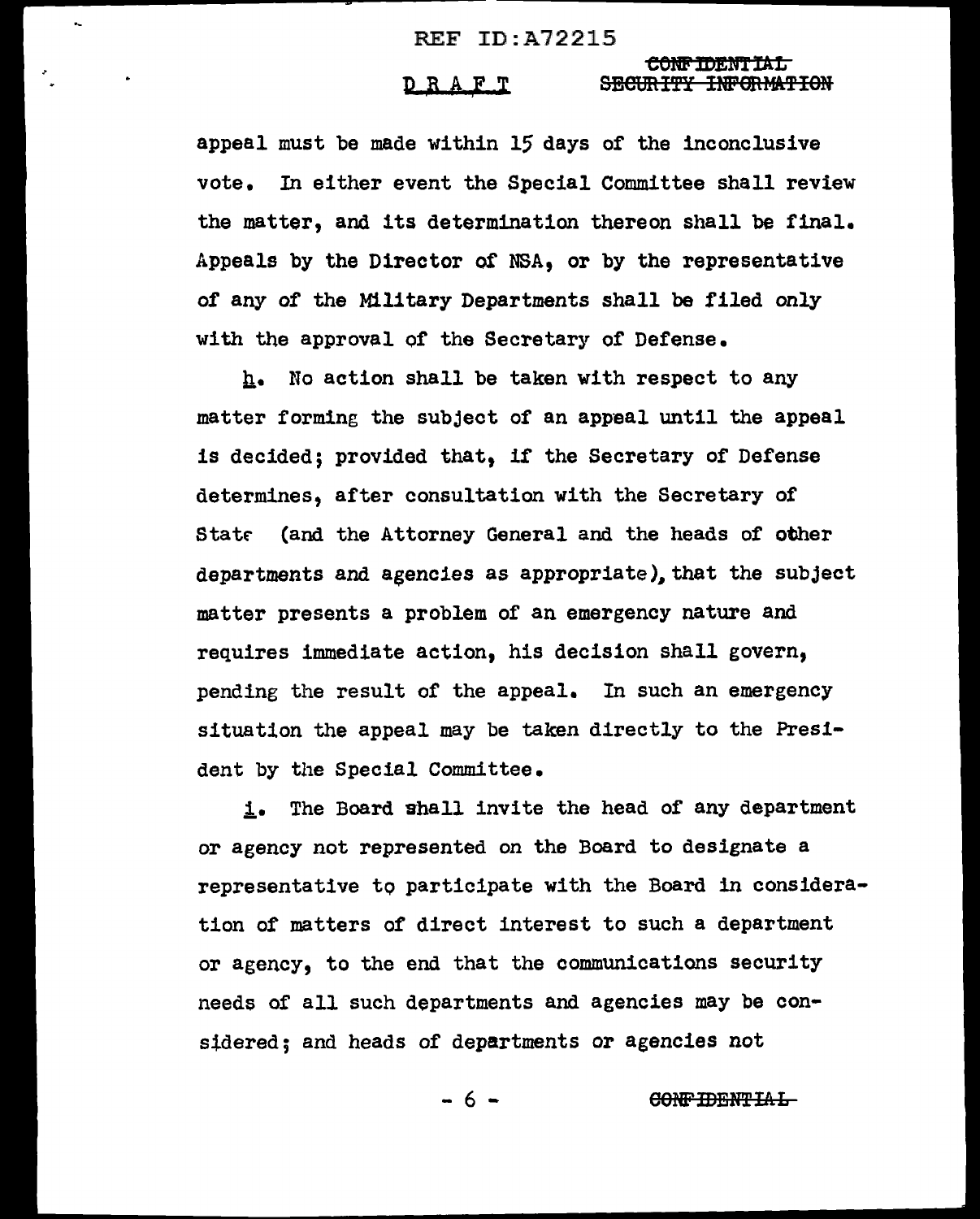appeal must be made within 15 days of the inconclusive vote. In either event the Special Committee shall review the matter, and its determination thereon shall be final. Appeals by the Director of NSA, or by the representative of any of the Military Departments shall be filed only with the approval of the Secretary of Defense.

h. No action shall be taken with respect to any matter forming the subject of an appeal until the appeal is decided; provided that, if the Secretary of Defense determines, after consultation with the Secretary of State (and the Attorney General and the heads of other departments and agencies as appropriate), that the subject matter presents a problem of an emergency nature and requires immediate action, his decision shall govern, pending the result of the appeal. In such an emergency situation the appeal may be taken directly to the President by the Special Committee.

i. The Board shall invite the head of any department or agency not represented on the Board to designate a representative to participate with the Board in consideration of matters of direct interest to such a department or agency, to the end that the communications security needs of all such departments and agencies may be considered; and heads of departments or agencies not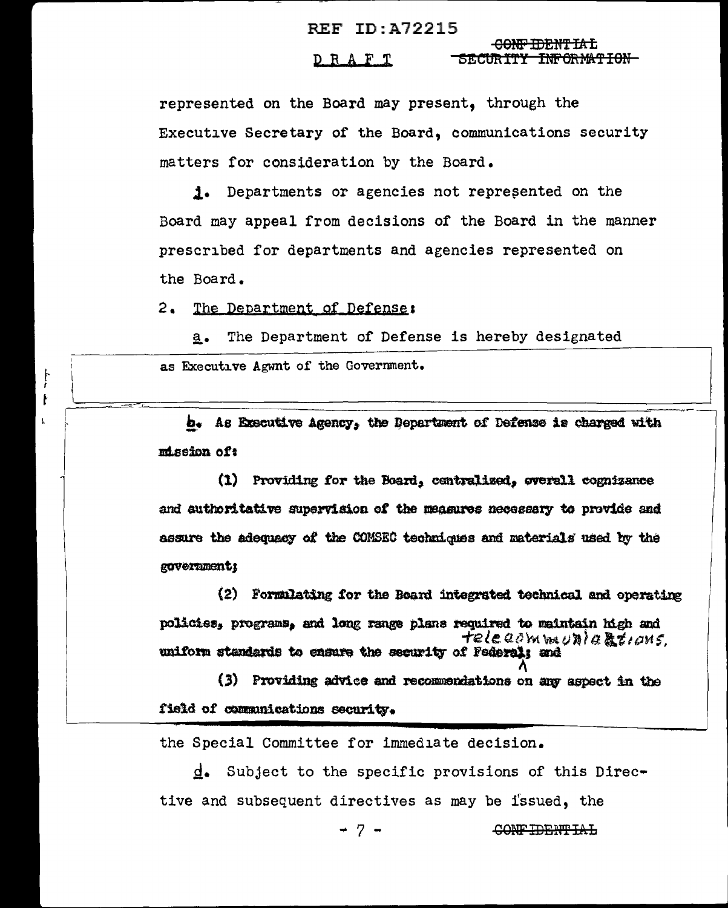REF ID:A72215

DRAFT

~~CONFIDENTIAL~~
~~SECURITY INFORMATION~~

represented on the Board may present, through the Executive Secretary of the Board, communications security matters for consideration by the Board.

j. Departments or agencies not represented on the Board may appeal from decisions of the Board in the manner prescribed for departments and agencies represented on the Board.

2. The Department of Defense:

a. The Department of Defense is hereby designated as Executive Agwnt of the Government.

b. As Executive Agency, the Department of Defense is charged with mission of:

(1) Providing for the Board, centralized, overall cognizance and authoritative supervision of the measures necessary to provide and assure the adequacy of the COMSEC techniques and materials used by the government;

(2) Formulating for the Board integrated technical and operating policies, programs, and long range plans required to maintain high and uniform standards to ensure the security of Federal telecommunications; and

(3) Providing advice and recommendations on any aspect in the field of communications security.

the Special Committee for immediate decision.

d. Subject to the specific provisions of this Directive and subsequent directives as may be issued, the

~~CONFIDENTIAL~~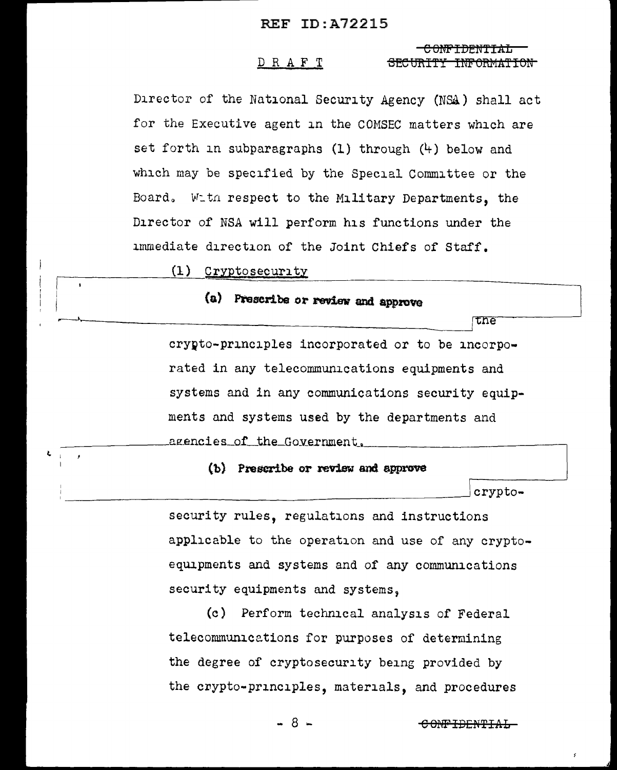CONFIDENTIAL SECURITY INFORMATION

DRAFT

Director of the National Security Agency (NSA) shall act for the Executive agent in the COMSEC matters which are set forth in subparagraphs (1) through (4) below and which may be specified by the Special Committee or the Board. With respect to the Military Departments, the Director of NSA will perform his functions under the immediate direction of the Joint Chiefs of Staff.

(1) Cryptosecurity

**(a) Prescribe or review and approve** the crypto-principles incorporated or to be incorporated in any telecommunications equipments and systems and in any communications security equipments and systems used by the departments and agencies of the Government.

**(b) Prescribe or review and approve** crypto-security rules, regulations and instructions applicable to the operation and use of any crypto-equipments and systems and of any communications security equipments and systems,

(c) Perform technical analysis of Federal telecommunications for purposes of determining the degree of cryptosecurity being provided by the crypto-principles, materials, and procedures

CONFIDENTIAL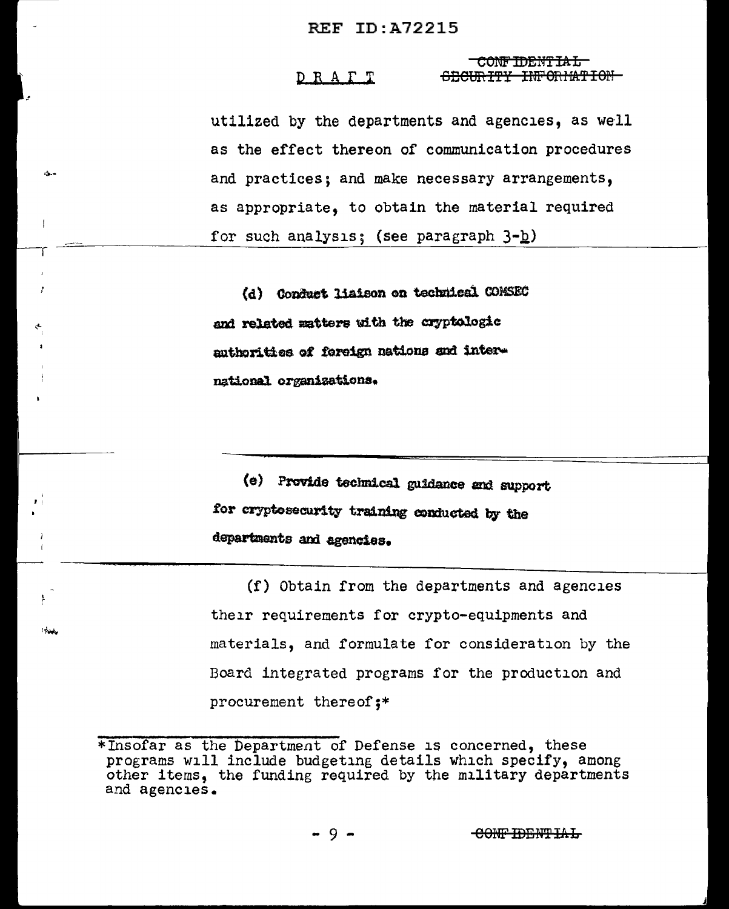utilized by the departments and agencies, as well as the effect thereon of communication procedures and practices; and make necessary arrangements, as appropriate, to obtain the material required for such analysis; (see paragraph 3-b)

(d) Conduct liaison on technical COMSEC and related matters with the cryptologic authorities of foreign nations and international organizations.

(e) Provide technical guidance and support for cryptosecurity training conducted by the departments and agencies.

(f) Obtain from the departments and agencies their requirements for crypto-equipments and materials, and formulate for consideration by the Board integrated programs for the production and procurement thereof;*

*Insofar as the Department of Defense is concerned, these programs will include budgeting details which specify, among other items, the funding required by the military departments and agencies.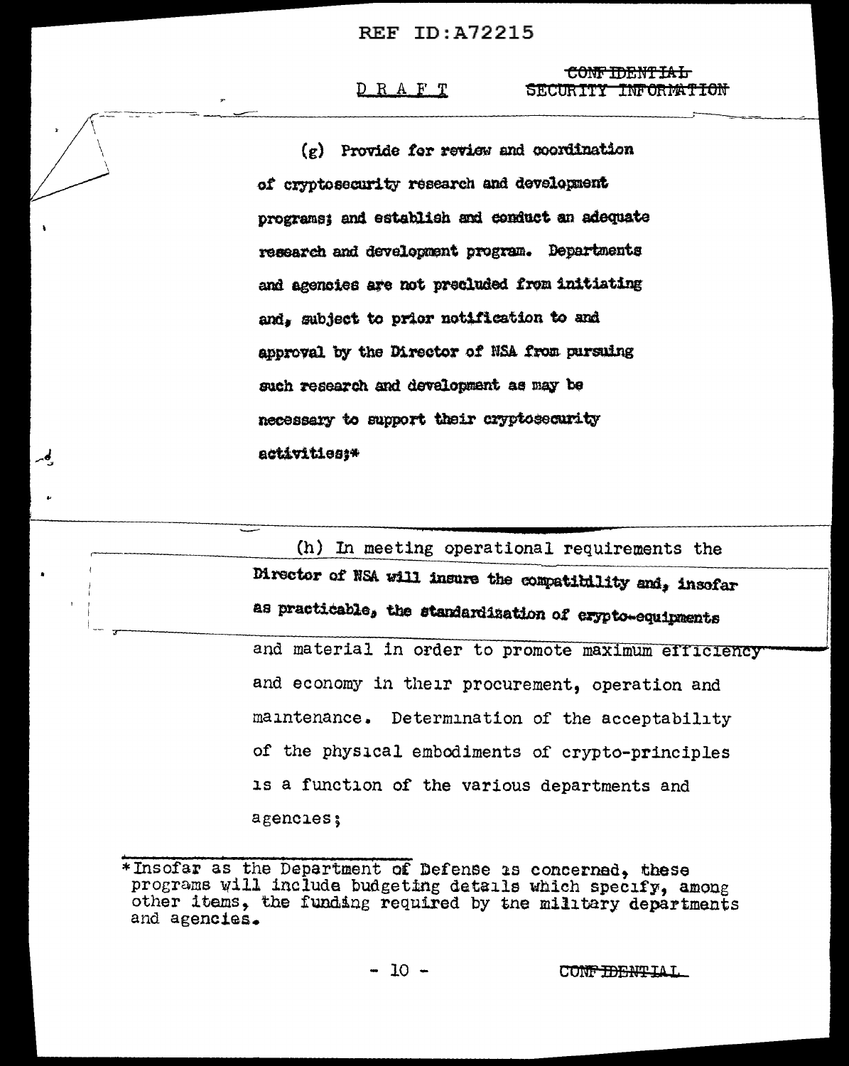(g) Provide for review and coordination of cryptosecurity research and development programs; and establish and conduct an adequate research and development program. Departments and agencies are not precluded from initiating and, subject to prior notification to and approval by the Director of NSA from pursuing such research and development as may be necessary to support their cryptosecurity activities;*

(h) In meeting operational requirements the Director of NSA will insure the compatibility and, insofar as practicable, the standardization of crypto-equipments and material in order to promote maximum efficiency and economy in their procurement, operation and maintenance. Determination of the acceptability of the physical embodiments of crypto-principles is a function of the various departments and agencies;

---

*Insofar as the Department of Defense is concerned, these programs will include budgeting details which specify, among other items, the funding required by the military departments and agencies.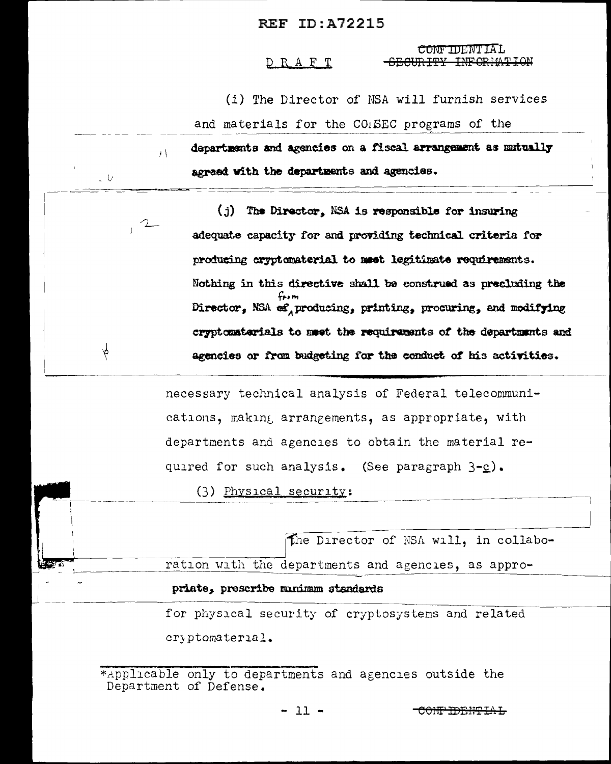DRAFT

CONFIDENTIAL
~~SECURITY INFORMATION~~

(i) The Director of NSA will furnish services and materials for the COMSEC programs of the departments and agencies on a fiscal arrangement as mutually agreed with the departments and agencies.

(j) The Director, NSA is responsible for insuring adequate capacity for and providing technical criteria for producing cryptomaterial to meet legitimate requirements. Nothing in this directive shall be construed as precluding the Director, NSA ~~of~~ from producing, printing, procuring, and modifying cryptomaterials to meet the requirements of the departments and agencies or from budgeting for the conduct of his activities.

necessary technical analysis of Federal telecommunications, making arrangements, as appropriate, with departments and agencies to obtain the material required for such analysis. (See paragraph 3-c).

(3) Physical security:

The Director of NSA will, in collaboration with the departments and agencies, as appropriate, prescribe minimum standards for physical security of cryptosystems and related cryptomaterial.

*Applicable only to departments and agencies outside the Department of Defense.

~~CONFIDENTIAL~~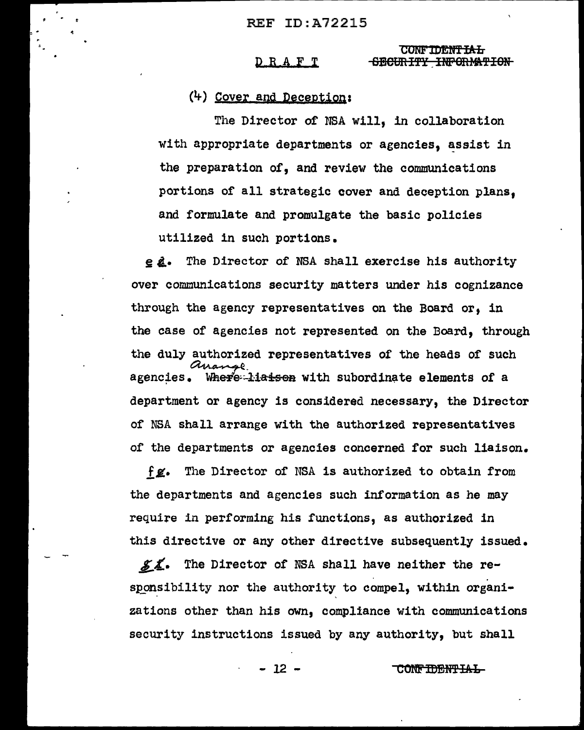DRAFT

CONFIDENTIAL ~~SECURITY INFORMATION~~

(4) Cover and Deception:

The Director of NSA will, in collaboration with appropriate departments or agencies, assist in the preparation of, and review the communications portions of all strategic cover and deception plans, and formulate and promulgate the basic policies utilized in such portions.

e ~~d~~. The Director of NSA shall exercise his authority over communications security matters under his cognizance through the agency representatives on the Board or, in the case of agencies not represented on the Board, through the duly authorized representatives of the heads of such agencies. ~~Where liaison~~ arrange with subordinate elements of a department or agency is considered necessary, the Director of NSA shall arrange with the authorized representatives of the departments or agencies concerned for such liaison.

f ~~g~~. The Director of NSA is authorized to obtain from the departments and agencies such information as he may require in performing his functions, as authorized in this directive or any other directive subsequently issued.

g ~~f~~. The Director of NSA shall have neither the responsibility nor the authority to compel, within organizations other than his own, compliance with communications security instructions issued by any authority, but shall

CONFIDENTIAL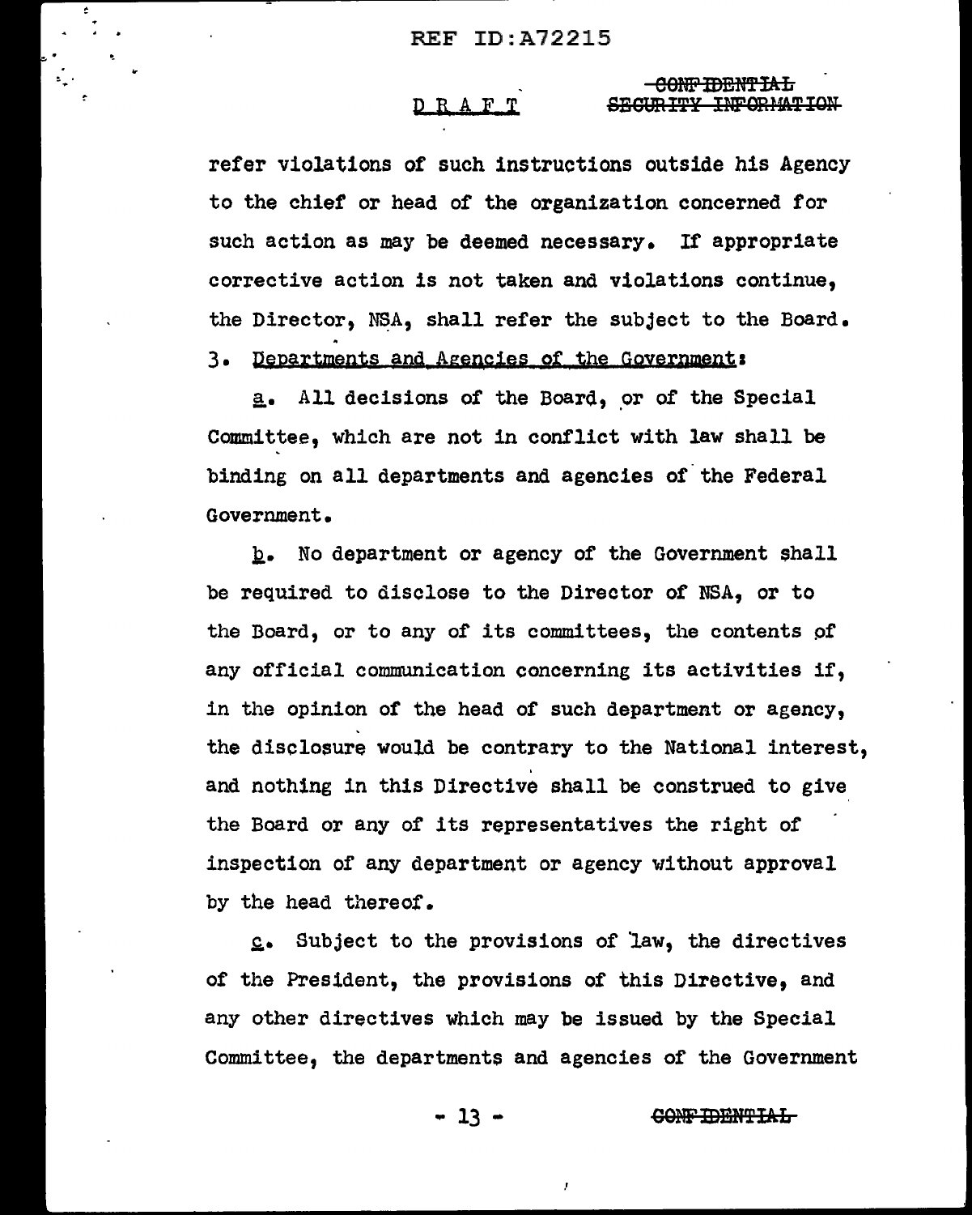refer violations of such instructions outside his Agency to the chief or head of the organization concerned for such action as may be deemed necessary. If appropriate corrective action is not taken and violations continue, the Director, NSA, shall refer the subject to the Board.

3. Departments and Agencies of the Government:

a. All decisions of the Board, or of the Special Committee, which are not in conflict with law shall be binding on all departments and agencies of the Federal Government.

b. No department or agency of the Government shall be required to disclose to the Director of NSA, or to the Board, or to any of its committees, the contents of any official communication concerning its activities if, in the opinion of the head of such department or agency, the disclosure would be contrary to the National interest, and nothing in this Directive shall be construed to give the Board or any of its representatives the right of inspection of any department or agency without approval by the head thereof.

c. Subject to the provisions of law, the directives of the President, the provisions of this Directive, and any other directives which may be issued by the Special Committee, the departments and agencies of the Government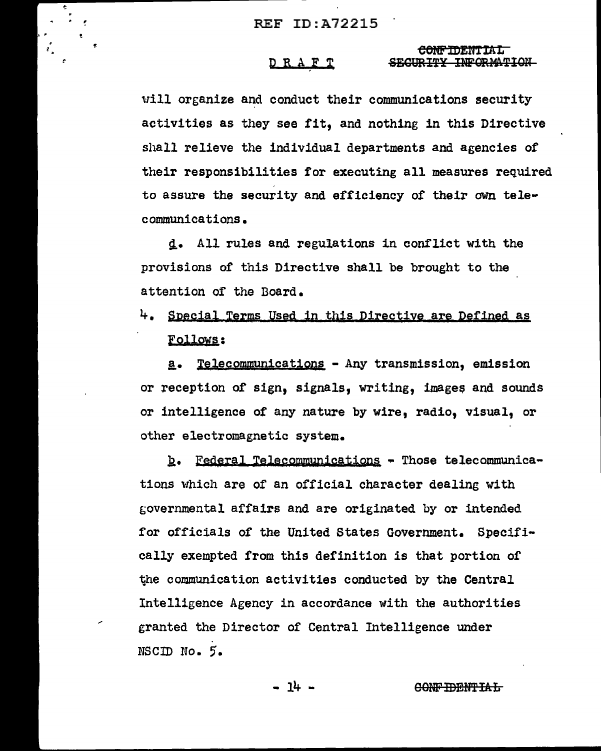will organize and conduct their communications security activities as they see fit, and nothing in this Directive shall relieve the individual departments and agencies of their responsibilities for executing all measures required to assure the security and efficiency of their own telecommunications.

d. All rules and regulations in conflict with the provisions of this Directive shall be brought to the attention of the Board.

4. Special Terms Used in this Directive are Defined as Follows:

a. Telecommunications - Any transmission, emission or reception of sign, signals, writing, images and sounds or intelligence of any nature by wire, radio, visual, or other electromagnetic system.

b. Federal Telecommunications - Those telecommunications which are of an official character dealing with governmental affairs and are originated by or intended for officials of the United States Government. Specifically exempted from this definition is that portion of the communication activities conducted by the Central Intelligence Agency in accordance with the authorities granted the Director of Central Intelligence under NSCID No. 5.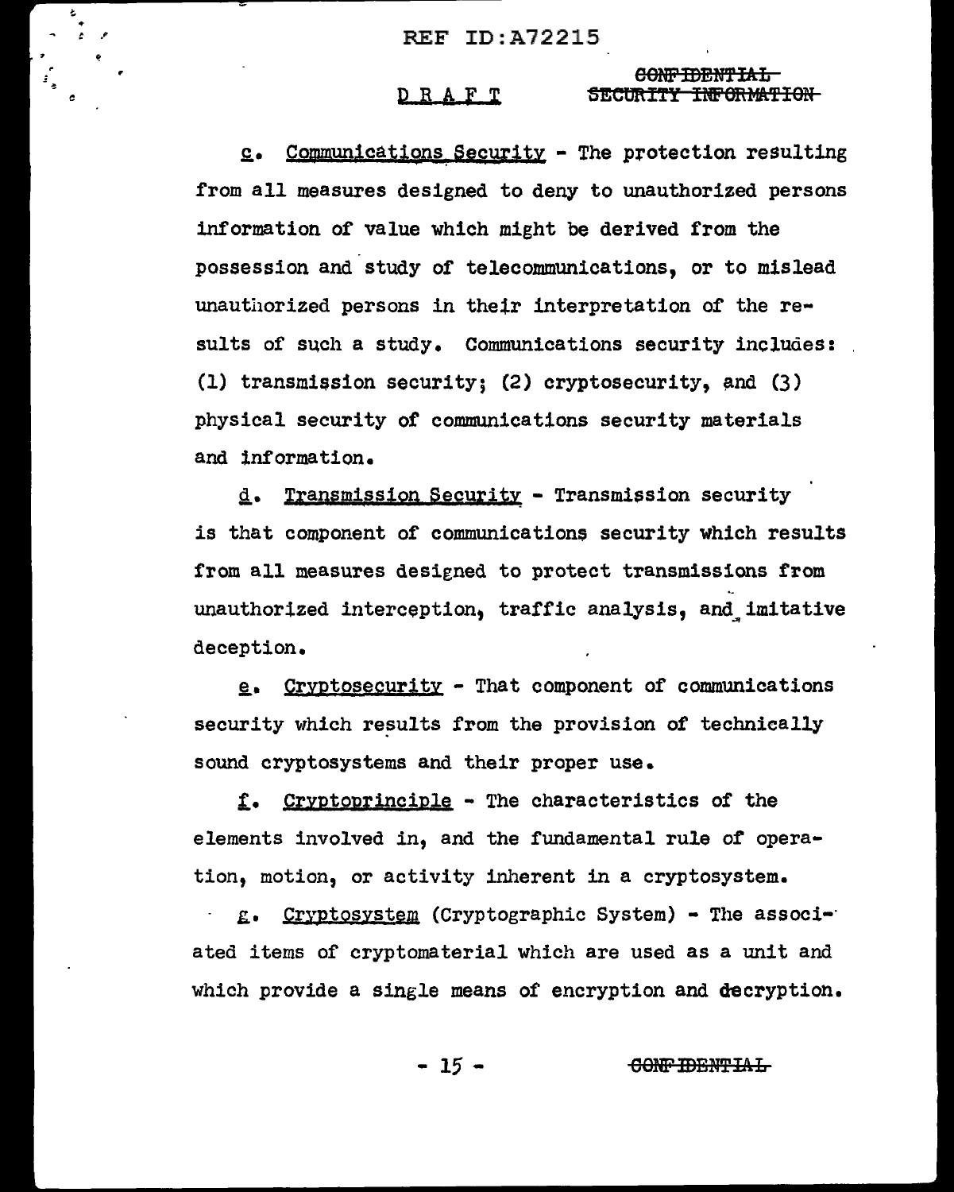c. Communications Security - The protection resulting from all measures designed to deny to unauthorized persons information of value which might be derived from the possession and study of telecommunications, or to mislead unauthorized persons in their interpretation of the results of such a study. Communications security includes: (1) transmission security; (2) cryptosecurity, and (3) physical security of communications security materials and information.

d. Transmission Security - Transmission security is that component of communications security which results from all measures designed to protect transmissions from unauthorized interception, traffic analysis, and imitative deception.

e. Cryptosecurity - That component of communications security which results from the provision of technically sound cryptosystems and their proper use.

f. Cryptoprinciple - The characteristics of the elements involved in, and the fundamental rule of operation, motion, or activity inherent in a cryptosystem.

g. Cryptosystem (Cryptographic System) - The associated items of cryptomaterial which are used as a unit and which provide a single means of encryption and decryption.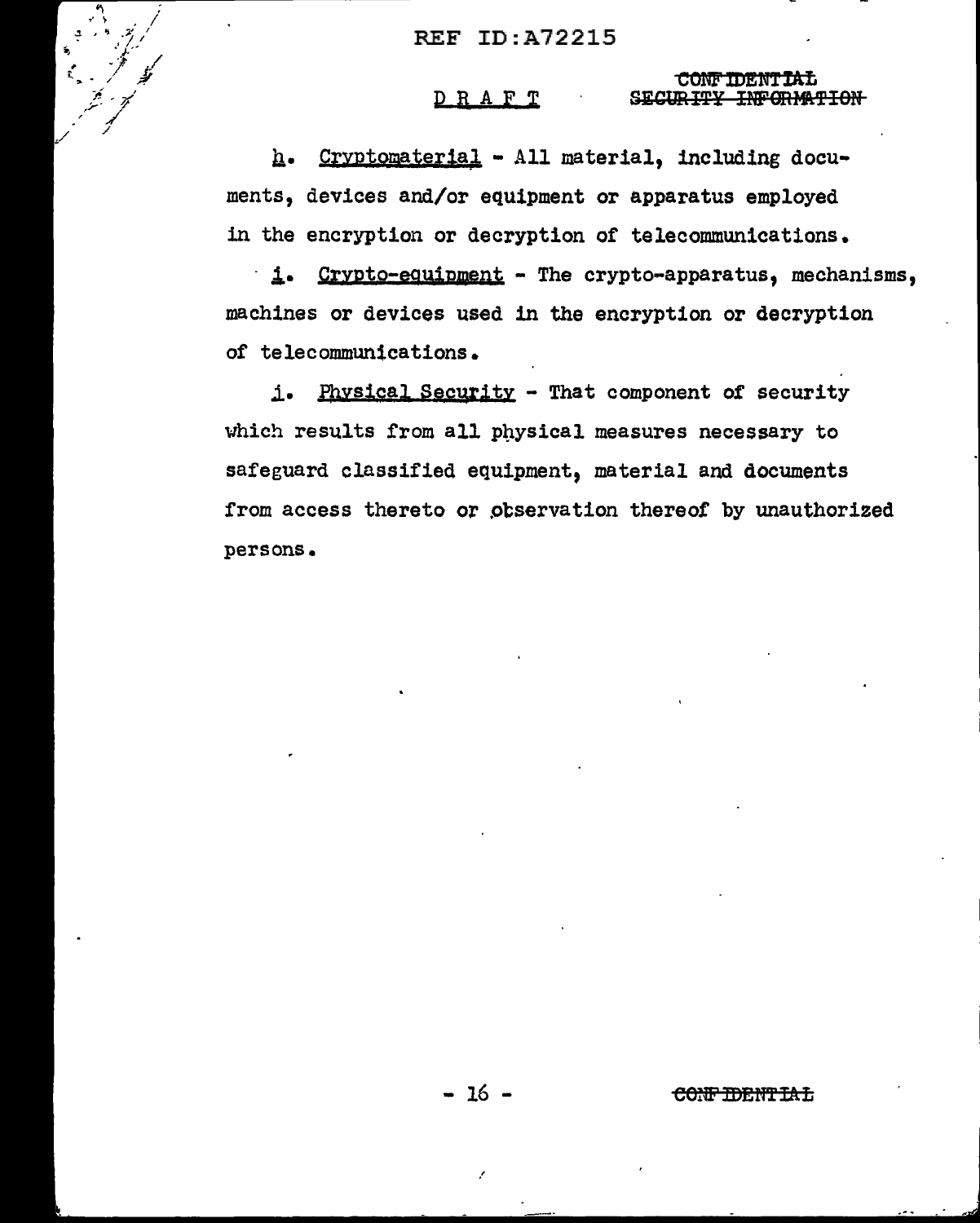DRAFT

~~CONFIDENTIAL SECURITY INFORMATION~~

h. Cryptomaterial - All material, including documents, devices and/or equipment or apparatus employed in the encryption or decryption of telecommunications.

i. Crypto-equipment - The crypto-apparatus, mechanisms, machines or devices used in the encryption or decryption of telecommunications.

j. Physical Security - That component of security which results from all physical measures necessary to safeguard classified equipment, material and documents from access thereto or observation thereof by unauthorized persons.

~~CONFIDENTIAL~~